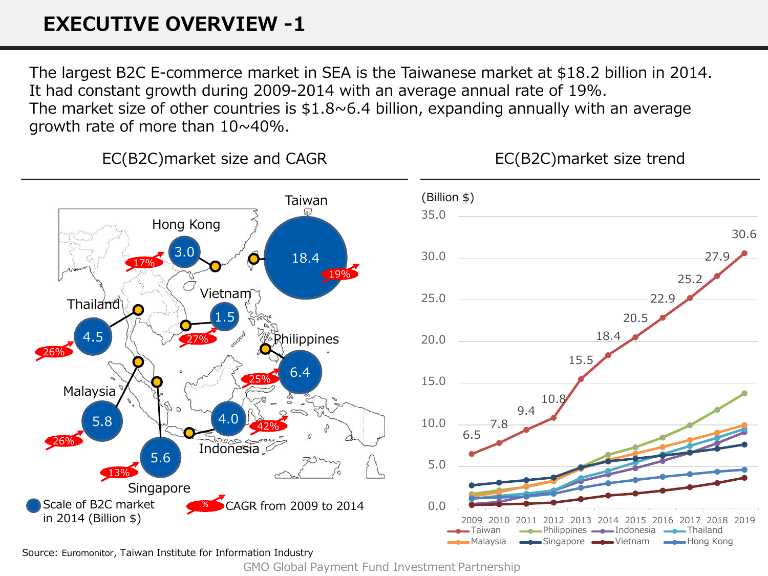# EXECUTIVE OVERVIEW -1

The largest B2C E-commerce market in SEA is the Taiwanese market at $18.2 billion in 2014.
It had constant growth during 2009-2014 with an average annual rate of 19%.
The market size of other countries is $1.8~6.4 billion, expanding annually with an average growth rate of more than 10~40%.

## EC(B2C)market size and CAGR

| Country | Scale of B2C market in 2014 (Billion $) | CAGR from 2009 to 2014 |
|---|---|---|
| Taiwan | 18.4 | 19% |
| Hong Kong | 3.0 | 17% |
| Vietnam | 1.5 | 27% |
| Thailand | 4.5 | 26% |
| Philippines | 6.4 | 25% |
| Malaysia | 5.8 | 26% |
| Indonesia | 4.0 | 42% |
| Singapore | 5.6 | 13% |

## EC(B2C)market size trend

(Billion $)

| Year | 2009 | 2010 | 2011 | 2012 | 2013 | 2014 | 2015 | 2016 | 2017 | 2018 | 2019 |
|---|---|---|---|---|---|---|---|---|---|---|---|
| Taiwan | 6.5 | 7.8 | 9.4 | 10.8 | 15.5 | 18.4 | 20.5 | 22.9 | 25.2 | 27.9 | 30.6 |

Legend: Taiwan, Philippines, Indonesia, Thailand, Malaysia, Singapore, Vietnam, Hong Kong

Source: Euromonitor, Taiwan Institute for Information Industry

GMO Global Payment Fund Investment Partnership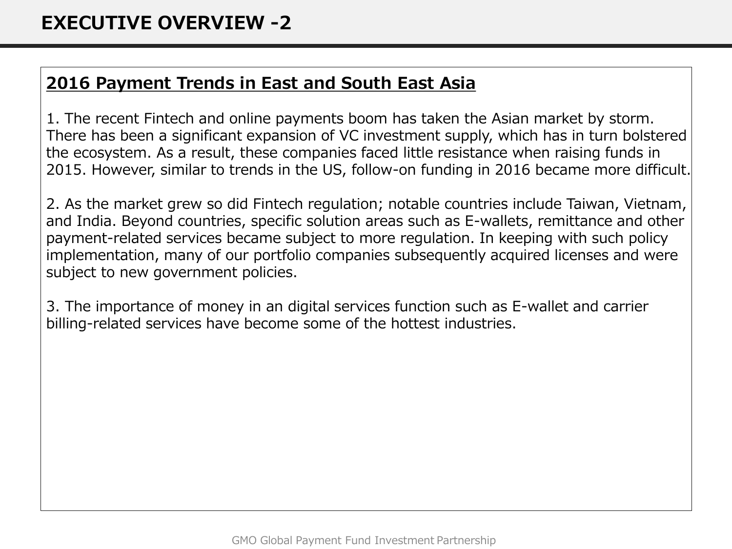# EXECUTIVE OVERVIEW -2

## 2016 Payment Trends in East and South East Asia

1. The recent Fintech and online payments boom has taken the Asian market by storm. There has been a significant expansion of VC investment supply, which has in turn bolstered the ecosystem. As a result, these companies faced little resistance when raising funds in 2015. However, similar to trends in the US, follow-on funding in 2016 became more difficult.

2. As the market grew so did Fintech regulation; notable countries include Taiwan, Vietnam, and India. Beyond countries, specific solution areas such as E-wallets, remittance and other payment-related services became subject to more regulation. In keeping with such policy implementation, many of our portfolio companies subsequently acquired licenses and were subject to new government policies.

3. The importance of money in an digital services function such as E-wallet and carrier billing-related services have become some of the hottest industries.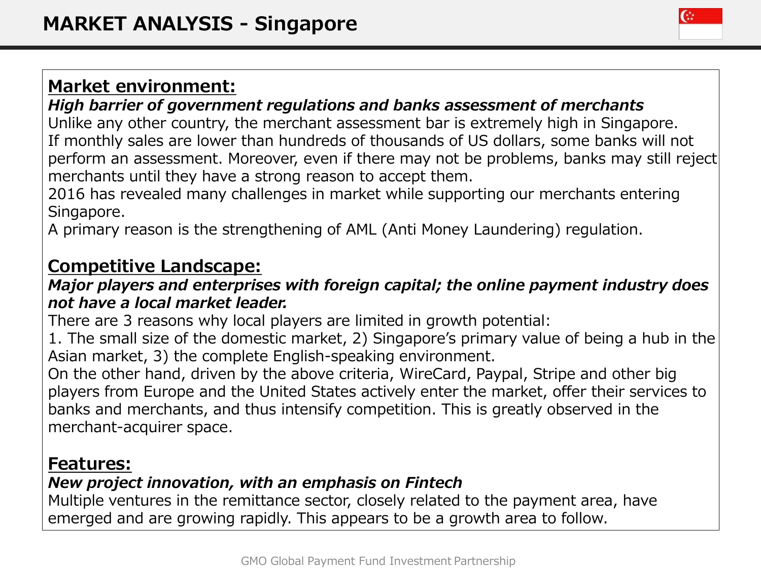# MARKET ANALYSIS - Singapore

## Market environment:

***High barrier of government regulations and banks assessment of merchants***

Unlike any other country, the merchant assessment bar is extremely high in Singapore. If monthly sales are lower than hundreds of thousands of US dollars, some banks will not perform an assessment. Moreover, even if there may not be problems, banks may still reject merchants until they have a strong reason to accept them.

2016 has revealed many challenges in market while supporting our merchants entering Singapore.

A primary reason is the strengthening of AML (Anti Money Laundering) regulation.

## Competitive Landscape:

***Major players and enterprises with foreign capital; the online payment industry does not have a local market leader.***

There are 3 reasons why local players are limited in growth potential:

1. The small size of the domestic market, 2) Singapore's primary value of being a hub in the Asian market, 3) the complete English-speaking environment.

On the other hand, driven by the above criteria, WireCard, Paypal, Stripe and other big players from Europe and the United States actively enter the market, offer their services to banks and merchants, and thus intensify competition. This is greatly observed in the merchant-acquirer space.

## Features:

***New project innovation, with an emphasis on Fintech***

Multiple ventures in the remittance sector, closely related to the payment area, have emerged and are growing rapidly. This appears to be a growth area to follow.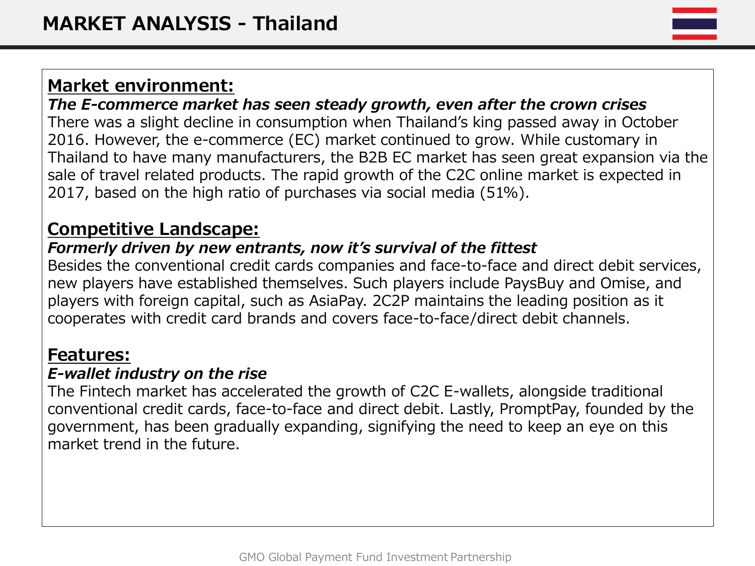# MARKET ANALYSIS - Thailand

## Market environment:

***The E-commerce market has seen steady growth, even after the crown crises***

There was a slight decline in consumption when Thailand's king passed away in October 2016. However, the e-commerce (EC) market continued to grow. While customary in Thailand to have many manufacturers, the B2B EC market has seen great expansion via the sale of travel related products. The rapid growth of the C2C online market is expected in 2017, based on the high ratio of purchases via social media (51%).

## Competitive Landscape:

***Formerly driven by new entrants, now it's survival of the fittest***

Besides the conventional credit cards companies and face-to-face and direct debit services, new players have established themselves. Such players include PaysBuy and Omise, and players with foreign capital, such as AsiaPay. 2C2P maintains the leading position as it cooperates with credit card brands and covers face-to-face/direct debit channels.

## Features:

***E-wallet industry on the rise***

The Fintech market has accelerated the growth of C2C E-wallets, alongside traditional conventional credit cards, face-to-face and direct debit. Lastly, PromptPay, founded by the government, has been gradually expanding, signifying the need to keep an eye on this market trend in the future.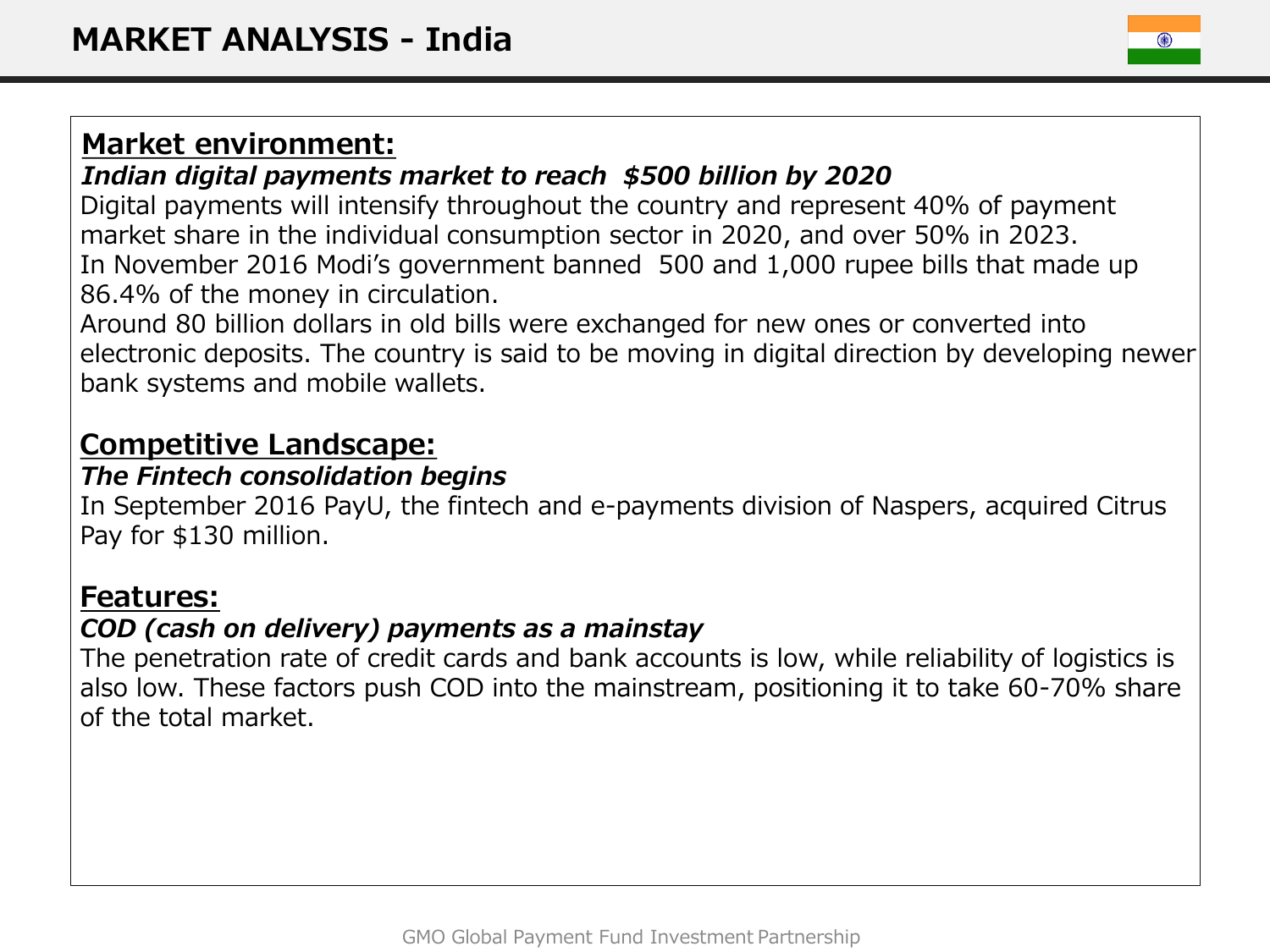# MARKET ANALYSIS - India

## Market environment:

***Indian digital payments market to reach $500 billion by 2020***

Digital payments will intensify throughout the country and represent 40% of payment market share in the individual consumption sector in 2020, and over 50% in 2023.
In November 2016 Modi's government banned 500 and 1,000 rupee bills that made up 86.4% of the money in circulation.
Around 80 billion dollars in old bills were exchanged for new ones or converted into electronic deposits. The country is said to be moving in digital direction by developing newer bank systems and mobile wallets.

## Competitive Landscape:

***The Fintech consolidation begins***

In September 2016 PayU, the fintech and e-payments division of Naspers, acquired Citrus Pay for $130 million.

## Features:

***COD (cash on delivery) payments as a mainstay***

The penetration rate of credit cards and bank accounts is low, while reliability of logistics is also low. These factors push COD into the mainstream, positioning it to take 60-70% share of the total market.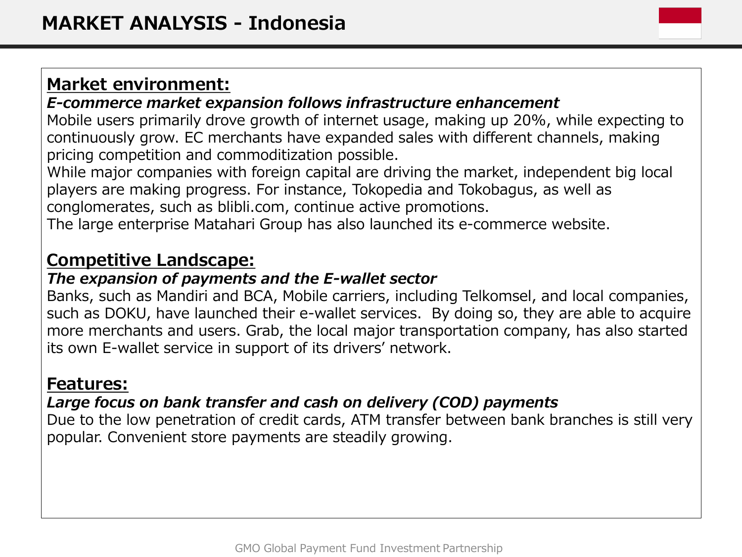# MARKET ANALYSIS - Indonesia

## Market environment:

***E-commerce market expansion follows infrastructure enhancement***

Mobile users primarily drove growth of internet usage, making up 20%, while expecting to continuously grow. EC merchants have expanded sales with different channels, making pricing competition and commoditization possible.

While major companies with foreign capital are driving the market, independent big local players are making progress. For instance, Tokopedia and Tokobagus, as well as conglomerates, such as blibli.com, continue active promotions.

The large enterprise Matahari Group has also launched its e-commerce website.

## Competitive Landscape:

***The expansion of payments and the E-wallet sector***

Banks, such as Mandiri and BCA, Mobile carriers, including Telkomsel, and local companies, such as DOKU, have launched their e-wallet services. By doing so, they are able to acquire more merchants and users. Grab, the local major transportation company, has also started its own E-wallet service in support of its drivers' network.

## Features:

***Large focus on bank transfer and cash on delivery (COD) payments***

Due to the low penetration of credit cards, ATM transfer between bank branches is still very popular. Convenient store payments are steadily growing.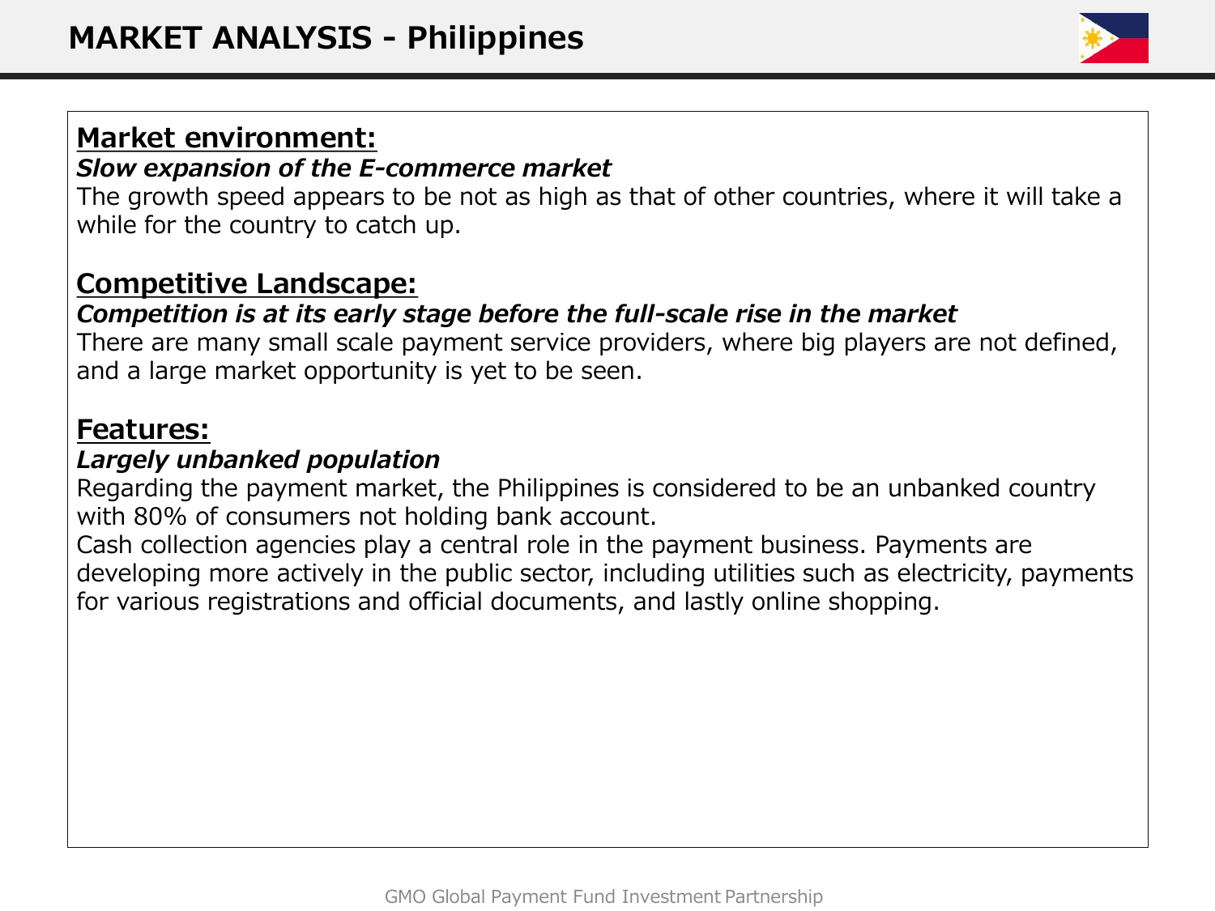# MARKET ANALYSIS - Philippines

## Market environment:

***Slow expansion of the E-commerce market***

The growth speed appears to be not as high as that of other countries, where it will take a while for the country to catch up.

## Competitive Landscape:

***Competition is at its early stage before the full-scale rise in the market***

There are many small scale payment service providers, where big players are not defined, and a large market opportunity is yet to be seen.

## Features:

***Largely unbanked population***

Regarding the payment market, the Philippines is considered to be an unbanked country with 80% of consumers not holding bank account.

Cash collection agencies play a central role in the payment business. Payments are developing more actively in the public sector, including utilities such as electricity, payments for various registrations and official documents, and lastly online shopping.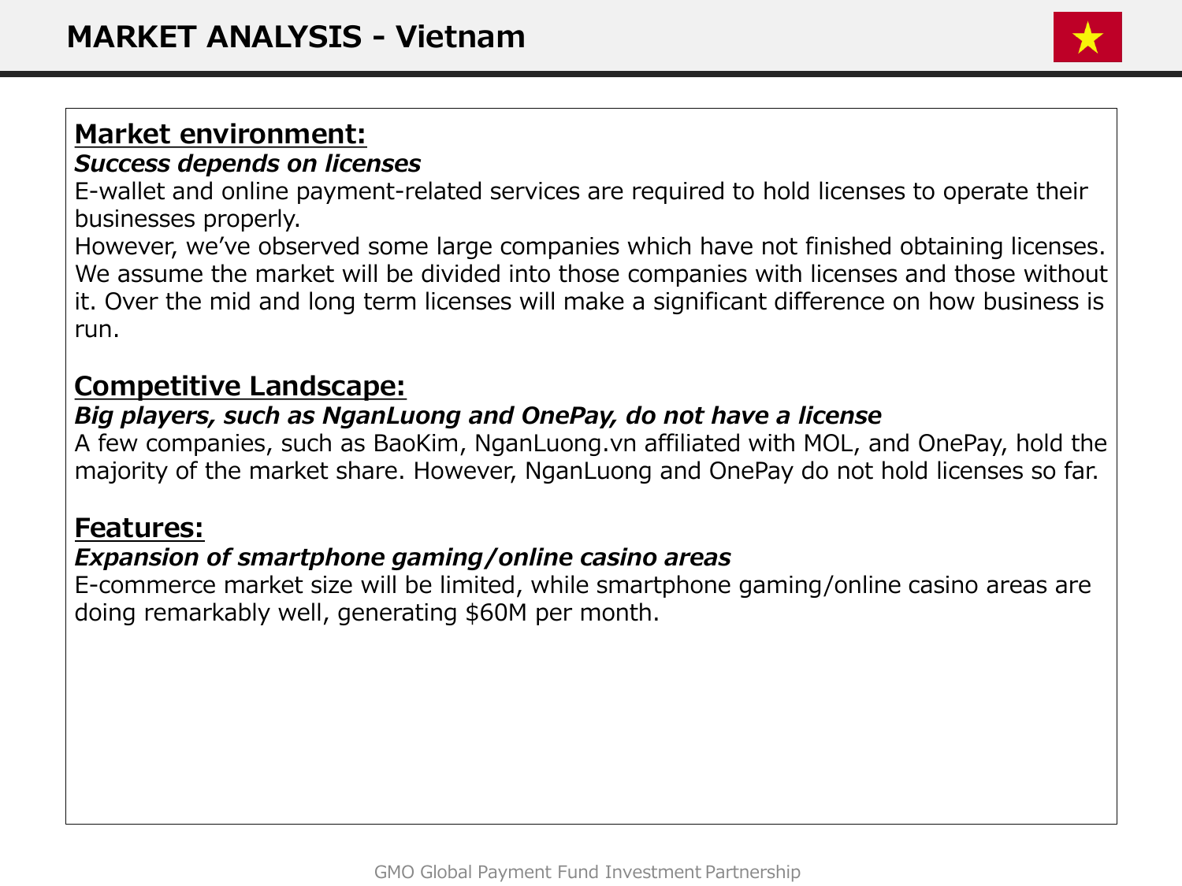# MARKET ANALYSIS - Vietnam

## Market environment:

***Success depends on licenses***

E-wallet and online payment-related services are required to hold licenses to operate their businesses properly.
However, we've observed some large companies which have not finished obtaining licenses. We assume the market will be divided into those companies with licenses and those without it. Over the mid and long term licenses will make a significant difference on how business is run.

## Competitive Landscape:

***Big players, such as NganLuong and OnePay, do not have a license***

A few companies, such as BaoKim, NganLuong.vn affiliated with MOL, and OnePay, hold the majority of the market share. However, NganLuong and OnePay do not hold licenses so far.

## Features:

***Expansion of smartphone gaming/online casino areas***

E-commerce market size will be limited, while smartphone gaming/online casino areas are doing remarkably well, generating $60M per month.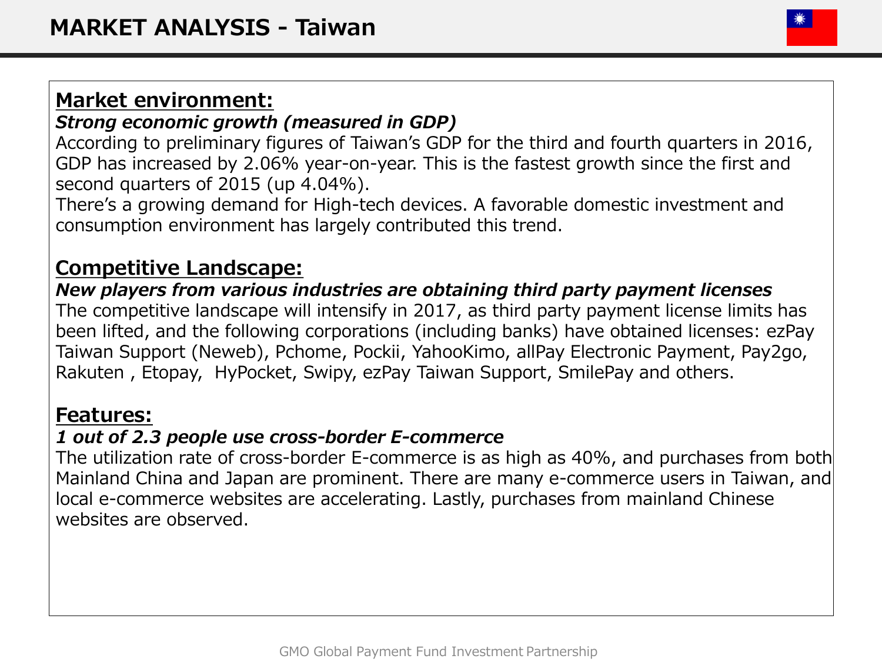# MARKET ANALYSIS - Taiwan

## Market environment:

***Strong economic growth (measured in GDP)***

According to preliminary figures of Taiwan's GDP for the third and fourth quarters in 2016, GDP has increased by 2.06% year-on-year. This is the fastest growth since the first and second quarters of 2015 (up 4.04%).
There's a growing demand for High-tech devices. A favorable domestic investment and consumption environment has largely contributed this trend.

## Competitive Landscape:

***New players from various industries are obtaining third party payment licenses***

The competitive landscape will intensify in 2017, as third party payment license limits has been lifted, and the following corporations (including banks) have obtained licenses: ezPay Taiwan Support (Neweb), Pchome, Pockii, YahooKimo, allPay Electronic Payment, Pay2go, Rakuten , Etopay, HyPocket, Swipy, ezPay Taiwan Support, SmilePay and others.

## Features:

***1 out of 2.3 people use cross-border E-commerce***

The utilization rate of cross-border E-commerce is as high as 40%, and purchases from both Mainland China and Japan are prominent. There are many e-commerce users in Taiwan, and local e-commerce websites are accelerating. Lastly, purchases from mainland Chinese websites are observed.